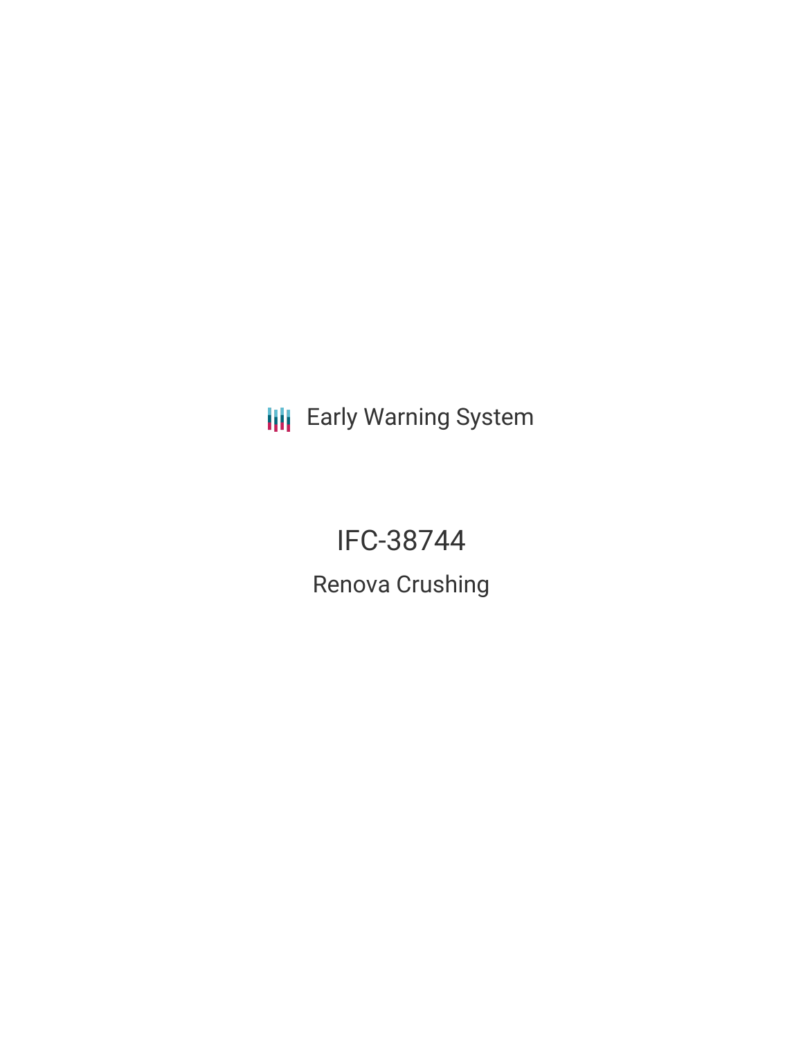Early Warning System

# IFC-38744

## Renova Crushing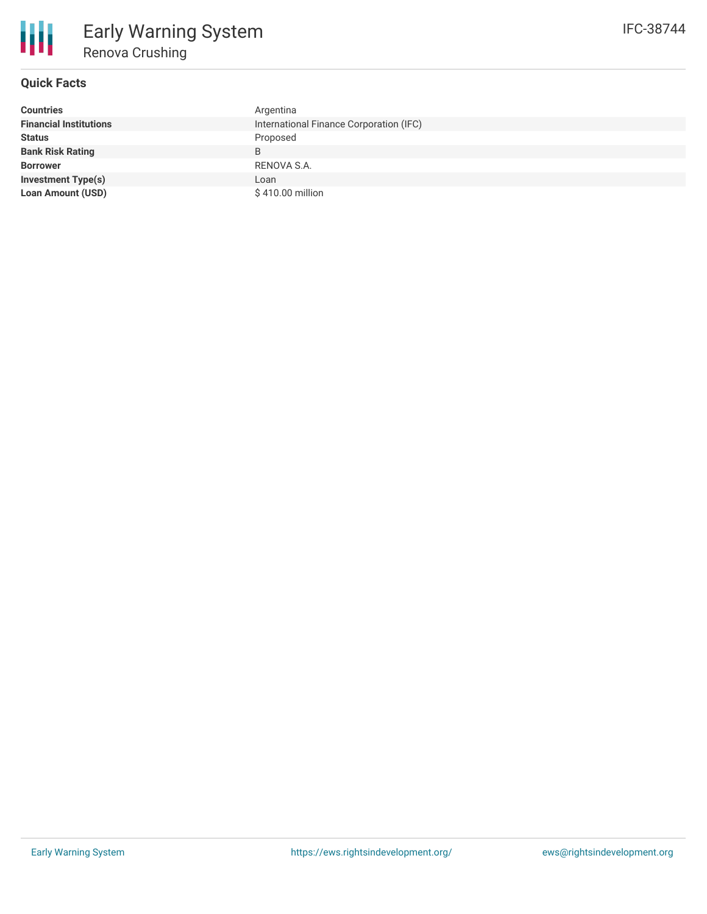# Early Warning System

## Renova Crushing

IFC-38744

### Quick Facts

| | |
|---|---|
| **Countries** | Argentina |
| **Financial Institutions** | International Finance Corporation (IFC) |
| **Status** | Proposed |
| **Bank Risk Rating** | B |
| **Borrower** | RENOVA S.A. |
| **Investment Type(s)** | Loan |
| **Loan Amount (USD)** | $ 410.00 million |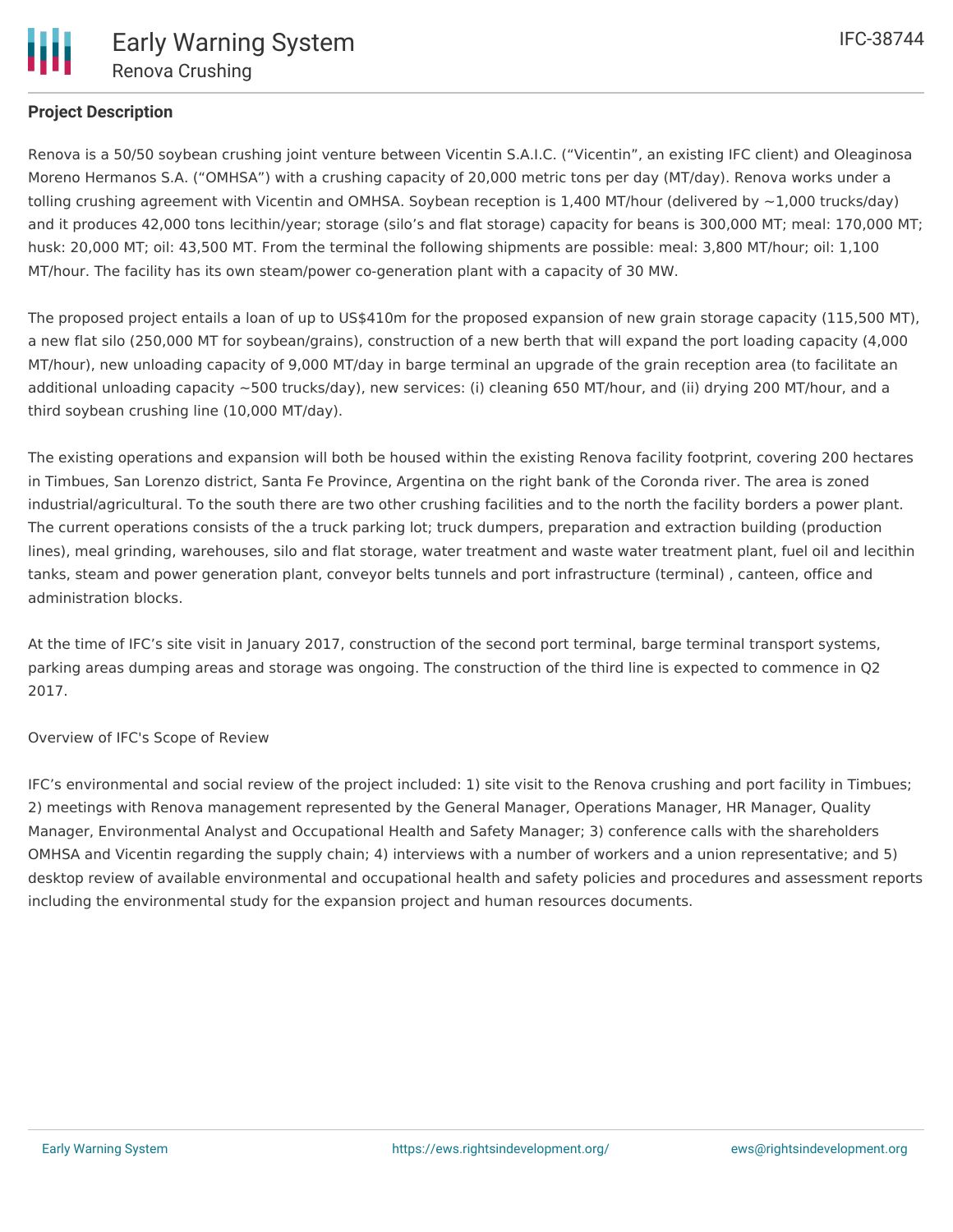## Project Description

Renova is a 50/50 soybean crushing joint venture between Vicentin S.A.I.C. ("Vicentin", an existing IFC client) and Oleaginosa Moreno Hermanos S.A. ("OMHSA") with a crushing capacity of 20,000 metric tons per day (MT/day). Renova works under a tolling crushing agreement with Vicentin and OMHSA. Soybean reception is 1,400 MT/hour (delivered by ~1,000 trucks/day) and it produces 42,000 tons lecithin/year; storage (silo's and flat storage) capacity for beans is 300,000 MT; meal: 170,000 MT; husk: 20,000 MT; oil: 43,500 MT. From the terminal the following shipments are possible: meal: 3,800 MT/hour; oil: 1,100 MT/hour. The facility has its own steam/power co-generation plant with a capacity of 30 MW.

The proposed project entails a loan of up to US$410m for the proposed expansion of new grain storage capacity (115,500 MT), a new flat silo (250,000 MT for soybean/grains), construction of a new berth that will expand the port loading capacity (4,000 MT/hour), new unloading capacity of 9,000 MT/day in barge terminal an upgrade of the grain reception area (to facilitate an additional unloading capacity ~500 trucks/day), new services: (i) cleaning 650 MT/hour, and (ii) drying 200 MT/hour, and a third soybean crushing line (10,000 MT/day).

The existing operations and expansion will both be housed within the existing Renova facility footprint, covering 200 hectares in Timbues, San Lorenzo district, Santa Fe Province, Argentina on the right bank of the Coronda river. The area is zoned industrial/agricultural. To the south there are two other crushing facilities and to the north the facility borders a power plant. The current operations consists of the a truck parking lot; truck dumpers, preparation and extraction building (production lines), meal grinding, warehouses, silo and flat storage, water treatment and waste water treatment plant, fuel oil and lecithin tanks, steam and power generation plant, conveyor belts tunnels and port infrastructure (terminal) , canteen, office and administration blocks.

At the time of IFC's site visit in January 2017, construction of the second port terminal, barge terminal transport systems, parking areas dumping areas and storage was ongoing. The construction of the third line is expected to commence in Q2 2017.

Overview of IFC's Scope of Review

IFC's environmental and social review of the project included: 1) site visit to the Renova crushing and port facility in Timbues; 2) meetings with Renova management represented by the General Manager, Operations Manager, HR Manager, Quality Manager, Environmental Analyst and Occupational Health and Safety Manager; 3) conference calls with the shareholders OMHSA and Vicentin regarding the supply chain; 4) interviews with a number of workers and a union representative; and 5) desktop review of available environmental and occupational health and safety policies and procedures and assessment reports including the environmental study for the expansion project and human resources documents.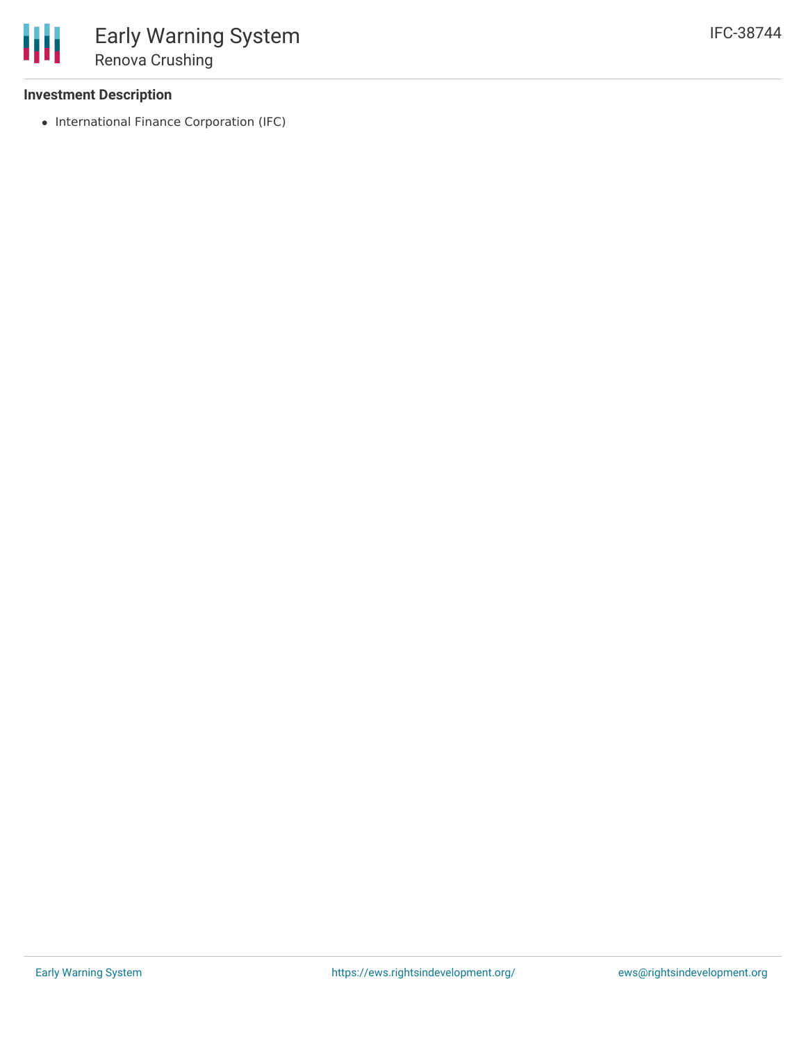### Investment Description

- International Finance Corporation (IFC)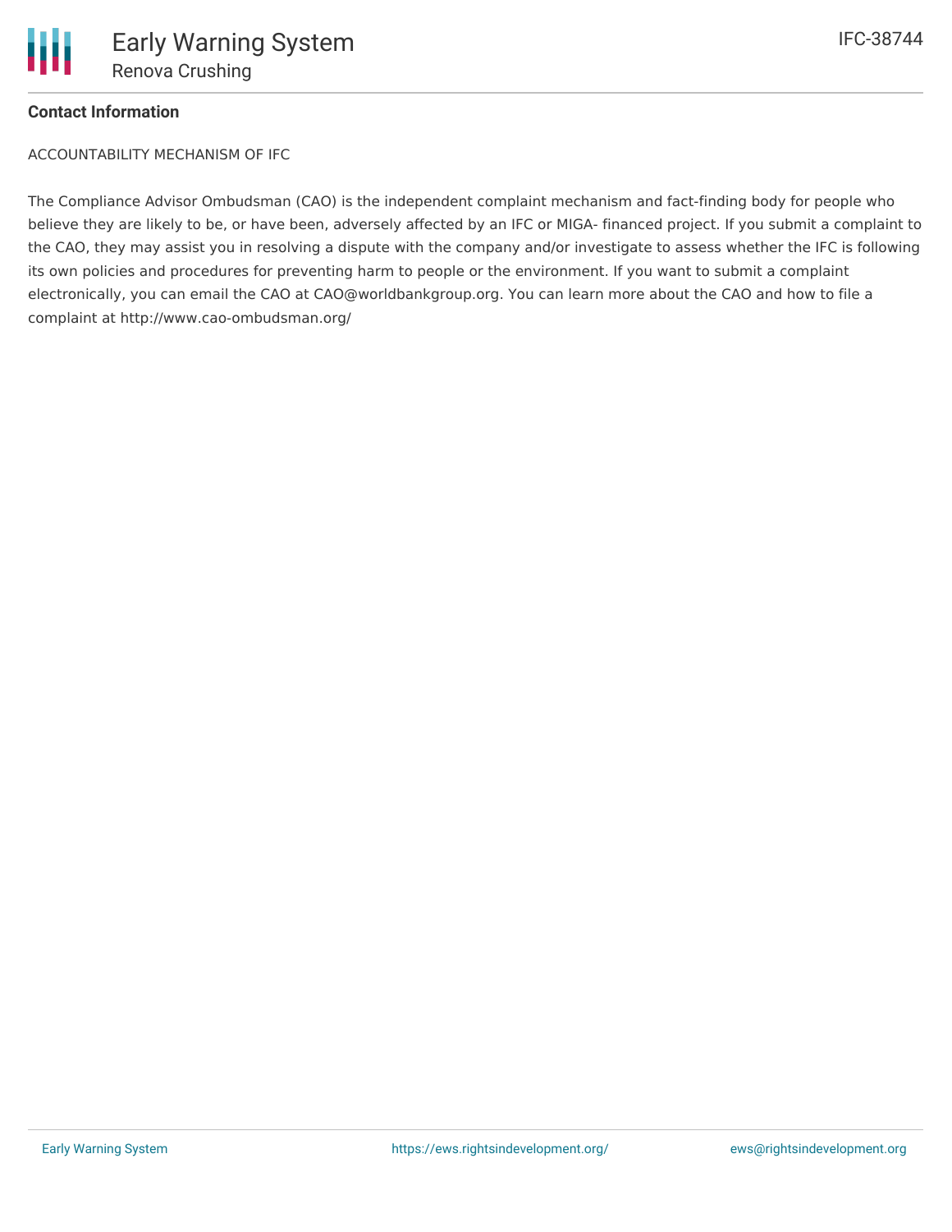**Contact Information**

ACCOUNTABILITY MECHANISM OF IFC

The Compliance Advisor Ombudsman (CAO) is the independent complaint mechanism and fact-finding body for people who believe they are likely to be, or have been, adversely affected by an IFC or MIGA- financed project. If you submit a complaint to the CAO, they may assist you in resolving a dispute with the company and/or investigate to assess whether the IFC is following its own policies and procedures for preventing harm to people or the environment. If you want to submit a complaint electronically, you can email the CAO at CAO@worldbankgroup.org. You can learn more about the CAO and how to file a complaint at http://www.cao-ombudsman.org/